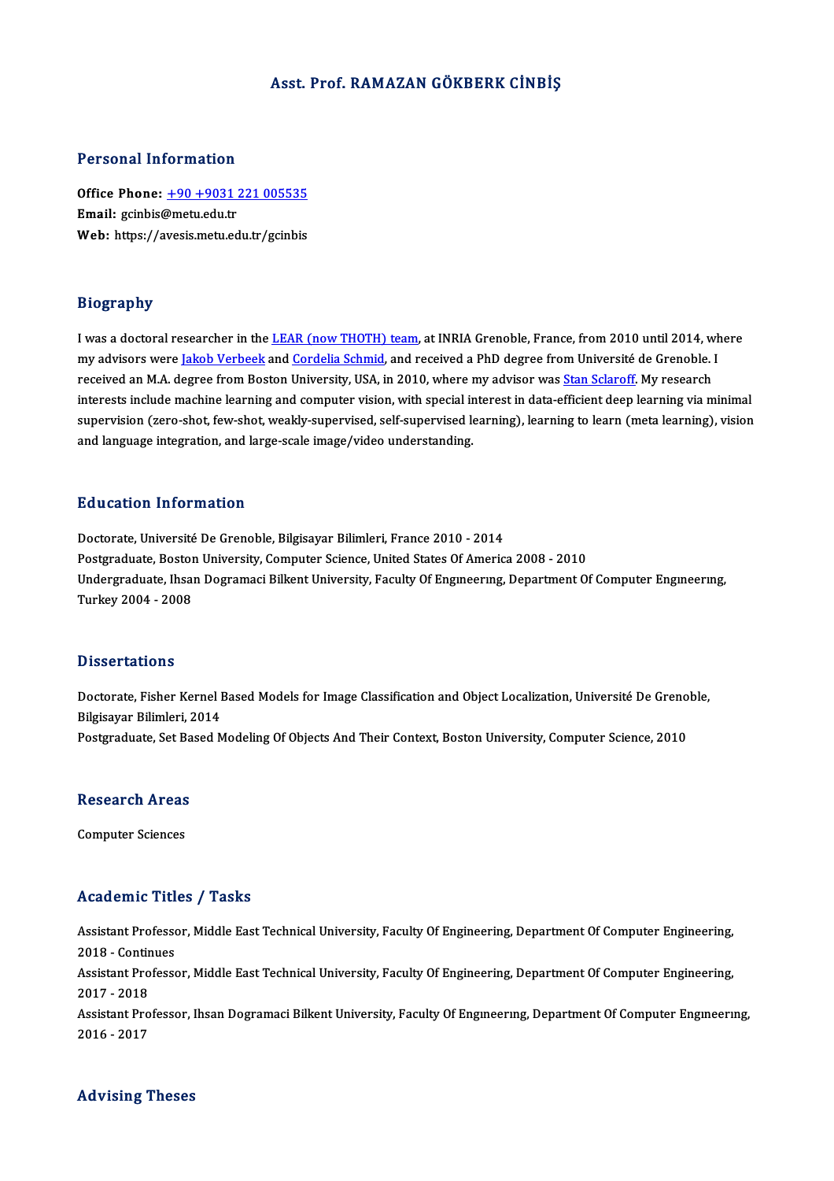# Asst. Prof. RAMAZAN GÖKBERK CİNBİŞ

## Personal Information

**Office Phone:** +90 +9031 221 005535
**Email:** gcinbis@metu.edu.tr
**Web:** https://avesis.metu.edu.tr/gcinbis

## Biography

I was a doctoral researcher in the LEAR (now THOTH) team, at INRIA Grenoble, France, from 2010 until 2014, where my advisors were Jakob Verbeek and Cordelia Schmid, and received a PhD degree from Université de Grenoble. I received an M.A. degree from Boston University, USA, in 2010, where my advisor was Stan Sclaroff. My research interests include machine learning and computer vision, with special interest in data-efficient deep learning via minimal supervision (zero-shot, few-shot, weakly-supervised, self-supervised learning), learning to learn (meta learning), vision and language integration, and large-scale image/video understanding.

## Education Information

Doctorate, Université De Grenoble, Bilgisayar Bilimleri, France 2010 - 2014
Postgraduate, Boston University, Computer Science, United States Of America 2008 - 2010
Undergraduate, Ihsan Dogramaci Bilkent University, Faculty Of Engıneerıng, Department Of Computer Engıneerıng, Turkey 2004 - 2008

## Dissertations

Doctorate, Fisher Kernel Based Models for Image Classification and Object Localization, Université De Grenoble, Bilgisayar Bilimleri, 2014
Postgraduate, Set Based Modeling Of Objects And Their Context, Boston University, Computer Science, 2010

## Research Areas

Computer Sciences

## Academic Titles / Tasks

Assistant Professor, Middle East Technical University, Faculty Of Engineering, Department Of Computer Engineering, 2018 - Continues
Assistant Professor, Middle East Technical University, Faculty Of Engineering, Department Of Computer Engineering, 2017 - 2018
Assistant Professor, Ihsan Dogramaci Bilkent University, Faculty Of Engıneerıng, Department Of Computer Engıneerıng, 2016 - 2017

## Advising Theses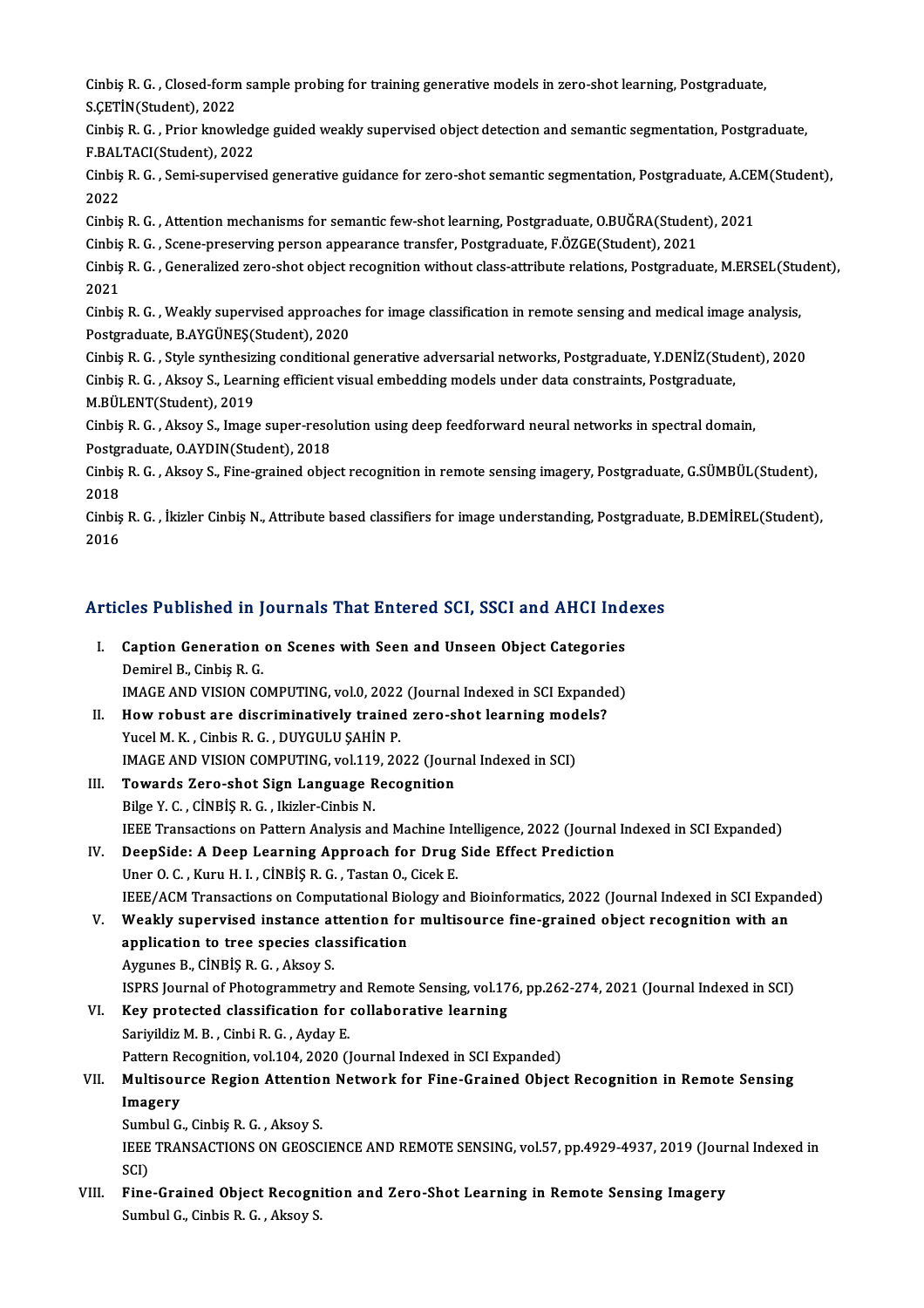Cinbiş R. G. , Closed-form sample probing for training generative models in zero-shot learning, Postgraduate, S.ÇETİN(Student), 2022

Cinbiş R. G. , Prior knowledge guided weakly supervised object detection and semantic segmentation, Postgraduate, F.BALTACI(Student), 2022

Cinbiş R. G. , Semi-supervised generative guidance for zero-shot semantic segmentation, Postgraduate, A.CEM(Student), 2022

Cinbiş R. G. , Attention mechanisms for semantic few-shot learning, Postgraduate, O.BUĞRA(Student), 2021

Cinbiş R. G. , Scene-preserving person appearance transfer, Postgraduate, F.ÖZGE(Student), 2021

Cinbiş R. G. , Generalized zero-shot object recognition without class-attribute relations, Postgraduate, M.ERSEL(Student), 2021

Cinbiş R. G. , Weakly supervised approaches for image classification in remote sensing and medical image analysis, Postgraduate, B.AYGÜNEŞ(Student), 2020

Cinbiş R. G. , Style synthesizing conditional generative adversarial networks, Postgraduate, Y.DENİZ(Student), 2020

Cinbiş R. G. , Aksoy S., Learning efficient visual embedding models under data constraints, Postgraduate, M.BÜLENT(Student), 2019

Cinbiş R. G. , Aksoy S., Image super-resolution using deep feedforward neural networks in spectral domain, Postgraduate, O.AYDIN(Student), 2018

Cinbiş R. G. , Aksoy S., Fine-grained object recognition in remote sensing imagery, Postgraduate, G.SÜMBÜL(Student), 2018

Cinbiş R. G. , İkizler Cinbiş N., Attribute based classifiers for image understanding, Postgraduate, B.DEMİREL(Student), 2016

## Articles Published in Journals That Entered SCI, SSCI and AHCI Indexes

I. **Caption Generation on Scenes with Seen and Unseen Object Categories**
   Demirel B., Cinbiş R. G.
   IMAGE AND VISION COMPUTING, vol.0, 2022 (Journal Indexed in SCI Expanded)

II. **How robust are discriminatively trained zero-shot learning models?**
   Yucel M. K. , Cinbis R. G. , DUYGULU ŞAHİN P.
   IMAGE AND VISION COMPUTING, vol.119, 2022 (Journal Indexed in SCI)

III. **Towards Zero-shot Sign Language Recognition**
   Bilge Y. C. , CİNBİŞ R. G. , Ikizler-Cinbis N.
   IEEE Transactions on Pattern Analysis and Machine Intelligence, 2022 (Journal Indexed in SCI Expanded)

IV. **DeepSide: A Deep Learning Approach for Drug Side Effect Prediction**
   Uner O. C. , Kuru H. I. , CİNBİŞ R. G. , Tastan O., Cicek E.
   IEEE/ACM Transactions on Computational Biology and Bioinformatics, 2022 (Journal Indexed in SCI Expanded)

V. **Weakly supervised instance attention for multisource fine-grained object recognition with an application to tree species classification**
   Aygunes B., CİNBİŞ R. G. , Aksoy S.
   ISPRS Journal of Photogrammetry and Remote Sensing, vol.176, pp.262-274, 2021 (Journal Indexed in SCI)

VI. **Key protected classification for collaborative learning**
   Sariyildiz M. B. , Cinbi R. G. , Ayday E.
   Pattern Recognition, vol.104, 2020 (Journal Indexed in SCI Expanded)

VII. **Multisource Region Attention Network for Fine-Grained Object Recognition in Remote Sensing Imagery**
   Sumbul G., Cinbiş R. G. , Aksoy S.
   IEEE TRANSACTIONS ON GEOSCIENCE AND REMOTE SENSING, vol.57, pp.4929-4937, 2019 (Journal Indexed in SCI)

VIII. **Fine-Grained Object Recognition and Zero-Shot Learning in Remote Sensing Imagery**
   Sumbul G., Cinbis R. G. , Aksoy S.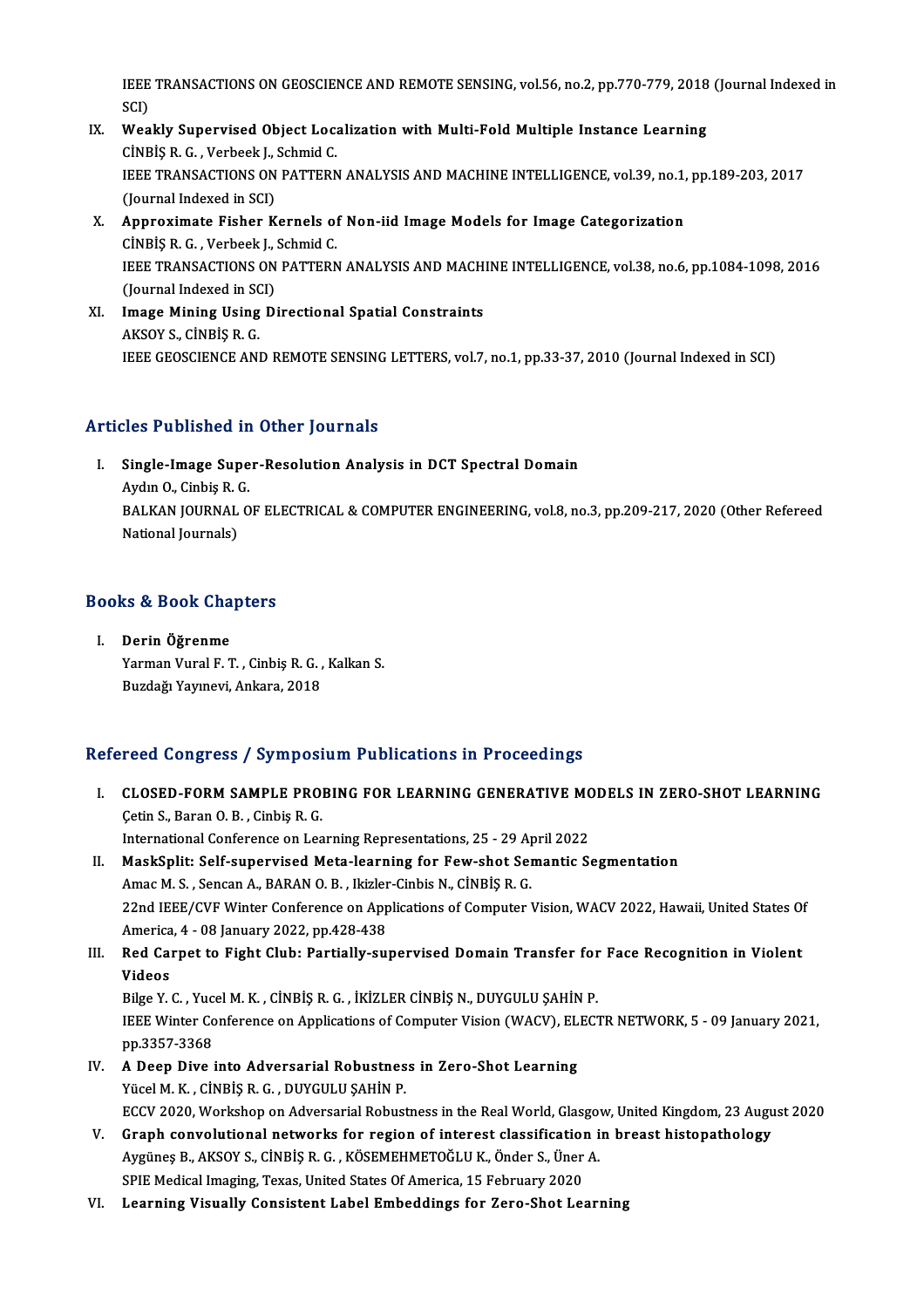IEEE TRANSACTIONS ON GEOSCIENCE AND REMOTE SENSING, vol.56, no.2, pp.770-779, 2018 (Journal Indexed in SCI)

IX. **Weakly Supervised Object Localization with Multi-Fold Multiple Instance Learning**
   CİNBİŞ R. G. , Verbeek J., Schmid C.
   IEEE TRANSACTIONS ON PATTERN ANALYSIS AND MACHINE INTELLIGENCE, vol.39, no.1, pp.189-203, 2017 (Journal Indexed in SCI)

X. **Approximate Fisher Kernels of Non-iid Image Models for Image Categorization**
   CİNBİŞ R. G. , Verbeek J., Schmid C.
   IEEE TRANSACTIONS ON PATTERN ANALYSIS AND MACHINE INTELLIGENCE, vol.38, no.6, pp.1084-1098, 2016 (Journal Indexed in SCI)

XI. **Image Mining Using Directional Spatial Constraints**
   AKSOY S., CİNBİŞ R. G.
   IEEE GEOSCIENCE AND REMOTE SENSING LETTERS, vol.7, no.1, pp.33-37, 2010 (Journal Indexed in SCI)

## Articles Published in Other Journals

I. **Single-Image Super-Resolution Analysis in DCT Spectral Domain**
   Aydın O., Cinbiş R. G.
   BALKAN JOURNAL OF ELECTRICAL & COMPUTER ENGINEERING, vol.8, no.3, pp.209-217, 2020 (Other Refereed National Journals)

## Books & Book Chapters

I. **Derin Öğrenme**
   Yarman Vural F. T. , Cinbiş R. G. , Kalkan S.
   Buzdağı Yayınevi, Ankara, 2018

## Refereed Congress / Symposium Publications in Proceedings

I. **CLOSED-FORM SAMPLE PROBING FOR LEARNING GENERATIVE MODELS IN ZERO-SHOT LEARNING**
   Çetin S., Baran O. B. , Cinbiş R. G.
   International Conference on Learning Representations, 25 - 29 April 2022

II. **MaskSplit: Self-supervised Meta-learning for Few-shot Semantic Segmentation**
   Amac M. S. , Sencan A., BARAN O. B. , Ikizler-Cinbis N., CİNBİŞ R. G.
   22nd IEEE/CVF Winter Conference on Applications of Computer Vision, WACV 2022, Hawaii, United States Of America, 4 - 08 January 2022, pp.428-438

III. **Red Carpet to Fight Club: Partially-supervised Domain Transfer for Face Recognition in Violent Videos**
   Bilge Y. C. , Yucel M. K. , CİNBİŞ R. G. , İKİZLER CİNBİŞ N., DUYGULU ŞAHİN P.
   IEEE Winter Conference on Applications of Computer Vision (WACV), ELECTR NETWORK, 5 - 09 January 2021, pp.3357-3368

IV. **A Deep Dive into Adversarial Robustness in Zero-Shot Learning**
   Yücel M. K. , CİNBİŞ R. G. , DUYGULU ŞAHİN P.
   ECCV 2020, Workshop on Adversarial Robustness in the Real World, Glasgow, United Kingdom, 23 August 2020

V. **Graph convolutional networks for region of interest classification in breast histopathology**
   Aygüneş B., AKSOY S., CİNBİŞ R. G. , KÖSEMEHMETOĞLU K., Önder S., Üner A.
   SPIE Medical Imaging, Texas, United States Of America, 15 February 2020

VI. **Learning Visually Consistent Label Embeddings for Zero-Shot Learning**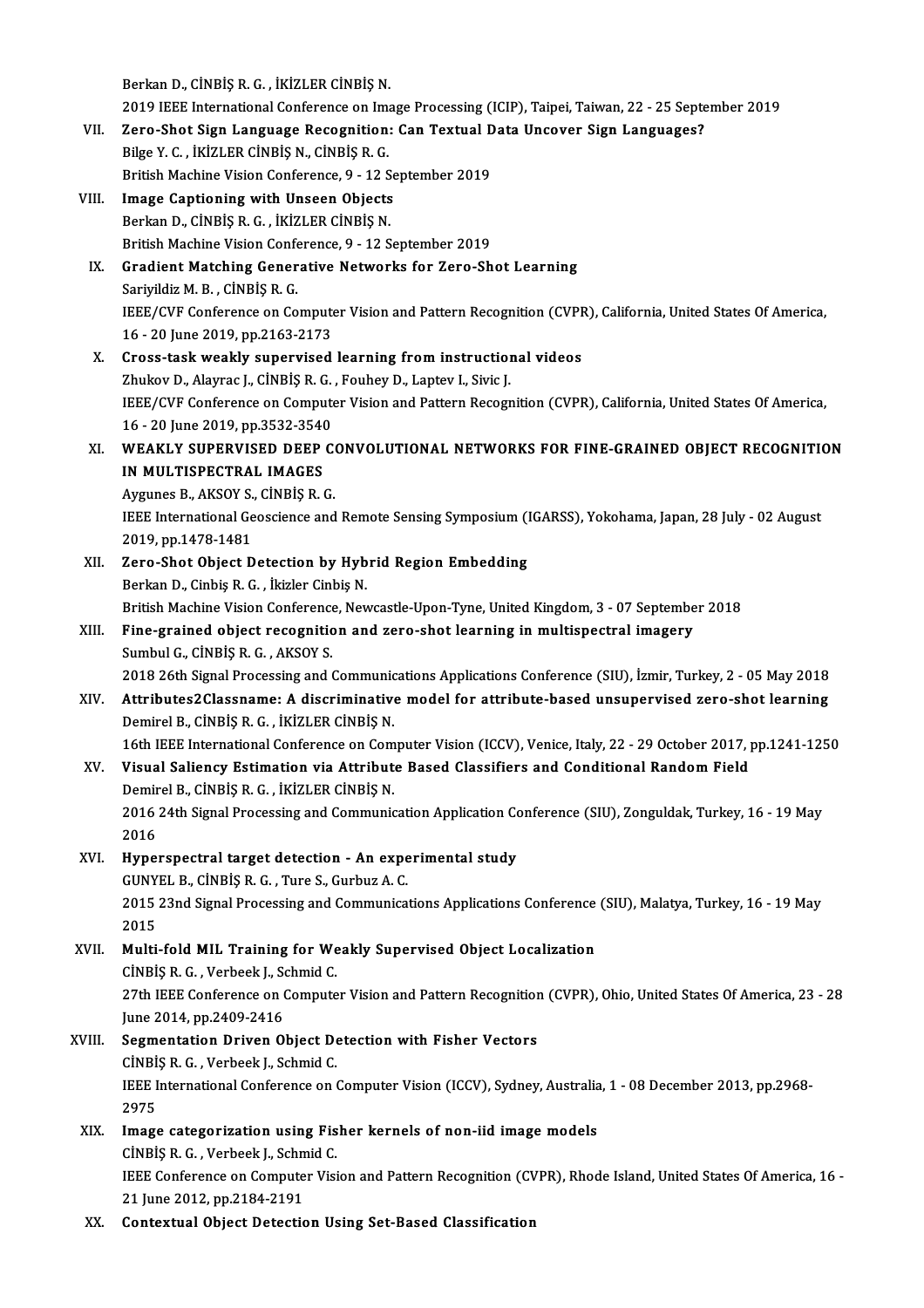Berkan D., CİNBİŞ R. G. , İKİZLER CİNBİŞ N.
2019 IEEE International Conference on Image Processing (ICIP), Taipei, Taiwan, 22 - 25 September 2019

VII. **Zero-Shot Sign Language Recognition: Can Textual Data Uncover Sign Languages?**
Bilge Y. C. , İKİZLER CİNBİŞ N., CİNBİŞ R. G.
British Machine Vision Conference, 9 - 12 September 2019

VIII. **Image Captioning with Unseen Objects**
Berkan D., CİNBİŞ R. G. , İKİZLER CİNBİŞ N.
British Machine Vision Conference, 9 - 12 September 2019

IX. **Gradient Matching Generative Networks for Zero-Shot Learning**
Sariyildiz M. B. , CİNBİŞ R. G.
IEEE/CVF Conference on Computer Vision and Pattern Recognition (CVPR), California, United States Of America, 16 - 20 June 2019, pp.2163-2173

X. **Cross-task weakly supervised learning from instructional videos**
Zhukov D., Alayrac J., CİNBİŞ R. G. , Fouhey D., Laptev I., Sivic J.
IEEE/CVF Conference on Computer Vision and Pattern Recognition (CVPR), California, United States Of America, 16 - 20 June 2019, pp.3532-3540

XI. **WEAKLY SUPERVISED DEEP CONVOLUTIONAL NETWORKS FOR FINE-GRAINED OBJECT RECOGNITION IN MULTISPECTRAL IMAGES**
Aygunes B., AKSOY S., CİNBİŞ R. G.
IEEE International Geoscience and Remote Sensing Symposium (IGARSS), Yokohama, Japan, 28 July - 02 August 2019, pp.1478-1481

XII. **Zero-Shot Object Detection by Hybrid Region Embedding**
Berkan D., Cinbiş R. G. , İkizler Cinbiş N.
British Machine Vision Conference, Newcastle-Upon-Tyne, United Kingdom, 3 - 07 September 2018

XIII. **Fine-grained object recognition and zero-shot learning in multispectral imagery**
Sumbul G., CİNBİŞ R. G. , AKSOY S.
2018 26th Signal Processing and Communications Applications Conference (SIU), İzmir, Turkey, 2 - 05 May 2018

XIV. **Attributes2Classname: A discriminative model for attribute-based unsupervised zero-shot learning**
Demirel B., CİNBİŞ R. G. , İKİZLER CİNBİŞ N.
16th IEEE International Conference on Computer Vision (ICCV), Venice, Italy, 22 - 29 October 2017, pp.1241-1250

XV. **Visual Saliency Estimation via Attribute Based Classifiers and Conditional Random Field**
Demirel B., CİNBİŞ R. G. , İKİZLER CİNBİŞ N.
2016 24th Signal Processing and Communication Application Conference (SIU), Zonguldak, Turkey, 16 - 19 May 2016

XVI. **Hyperspectral target detection - An experimental study**
GUNYEL B., CİNBİŞ R. G. , Ture S., Gurbuz A. C.
2015 23nd Signal Processing and Communications Applications Conference (SIU), Malatya, Turkey, 16 - 19 May 2015

XVII. **Multi-fold MIL Training for Weakly Supervised Object Localization**
CİNBİŞ R. G. , Verbeek J., Schmid C.
27th IEEE Conference on Computer Vision and Pattern Recognition (CVPR), Ohio, United States Of America, 23 - 28 June 2014, pp.2409-2416

XVIII. **Segmentation Driven Object Detection with Fisher Vectors**
CİNBİŞ R. G. , Verbeek J., Schmid C.
IEEE International Conference on Computer Vision (ICCV), Sydney, Australia, 1 - 08 December 2013, pp.2968-2975

XIX. **Image categorization using Fisher kernels of non-iid image models**
CİNBİŞ R. G. , Verbeek J., Schmid C.
IEEE Conference on Computer Vision and Pattern Recognition (CVPR), Rhode Island, United States Of America, 16 - 21 June 2012, pp.2184-2191

XX. **Contextual Object Detection Using Set-Based Classification**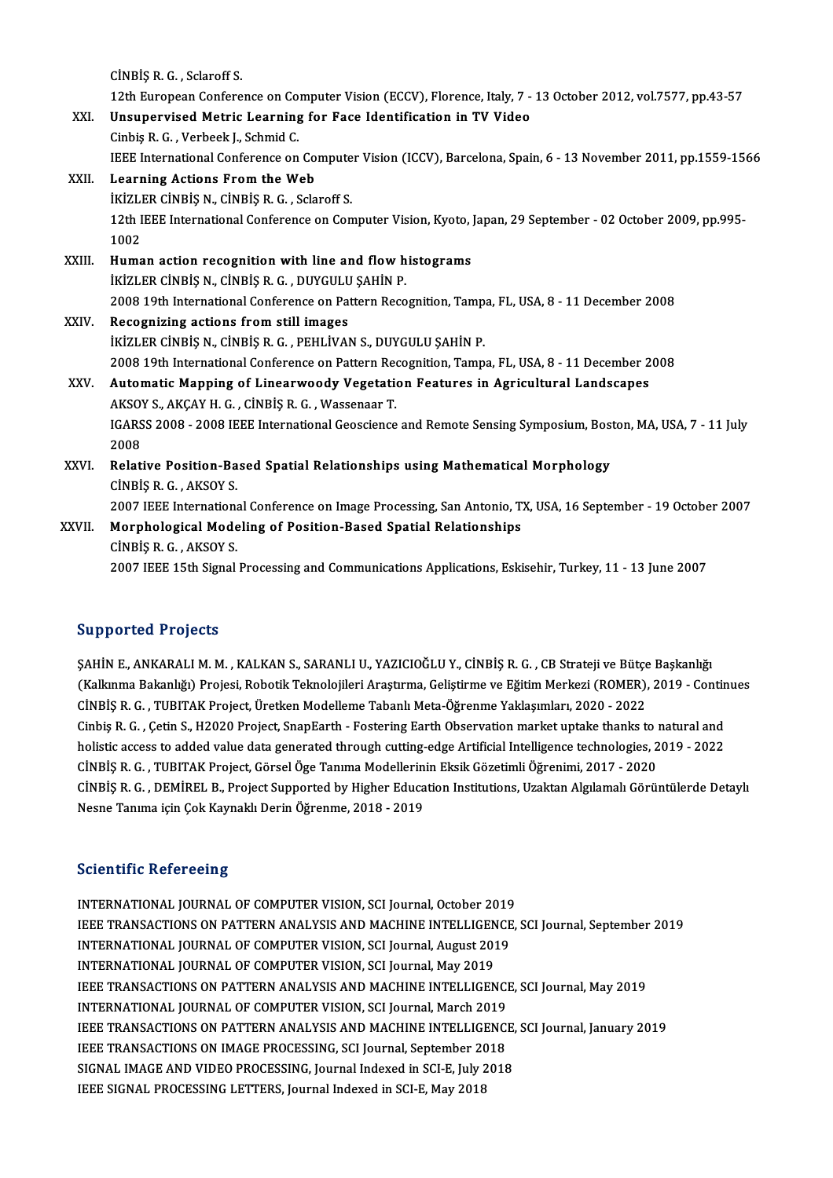CİNBİŞ R. G. , Sclaroff S.
12th European Conference on Computer Vision (ECCV), Florence, Italy, 7 - 13 October 2012, vol.7577, pp.43-57

XXI. **Unsupervised Metric Learning for Face Identification in TV Video**
Cinbiş R. G. , Verbeek J., Schmid C.
IEEE International Conference on Computer Vision (ICCV), Barcelona, Spain, 6 - 13 November 2011, pp.1559-1566

XXII. **Learning Actions From the Web**
İKİZLER CİNBİŞ N., CİNBİŞ R. G. , Sclaroff S.
12th IEEE International Conference on Computer Vision, Kyoto, Japan, 29 September - 02 October 2009, pp.995-1002

XXIII. **Human action recognition with line and flow histograms**
İKİZLER CİNBİŞ N., CİNBİŞ R. G. , DUYGULU ŞAHİN P.
2008 19th International Conference on Pattern Recognition, Tampa, FL, USA, 8 - 11 December 2008

XXIV. **Recognizing actions from still images**
İKİZLER CİNBİŞ N., CİNBİŞ R. G. , PEHLİVAN S., DUYGULU ŞAHİN P.
2008 19th International Conference on Pattern Recognition, Tampa, FL, USA, 8 - 11 December 2008

XXV. **Automatic Mapping of Linearwoody Vegetation Features in Agricultural Landscapes**
AKSOY S., AKÇAY H. G. , CİNBİŞ R. G. , Wassenaar T.
IGARSS 2008 - 2008 IEEE International Geoscience and Remote Sensing Symposium, Boston, MA, USA, 7 - 11 July 2008

XXVI. **Relative Position-Based Spatial Relationships using Mathematical Morphology**
CİNBİŞ R. G. , AKSOY S.
2007 IEEE International Conference on Image Processing, San Antonio, TX, USA, 16 September - 19 October 2007

XXVII. **Morphological Modeling of Position-Based Spatial Relationships**
CİNBİŞ R. G. , AKSOY S.
2007 IEEE 15th Signal Processing and Communications Applications, Eskisehir, Turkey, 11 - 13 June 2007

## Supported Projects

ŞAHİN E., ANKARALI M. M. , KALKAN S., SARANLI U., YAZICIOĞLU Y., CİNBİŞ R. G. , CB Strateji ve Bütçe Başkanlığı (Kalkınma Bakanlığı) Projesi, Robotik Teknolojileri Araştırma, Geliştirme ve Eğitim Merkezi (ROMER), 2019 - Continues

CİNBİŞ R. G. , TUBITAK Project, Üretken Modelleme Tabanlı Meta-Öğrenme Yaklaşımları, 2020 - 2022

Cinbiş R. G. , Çetin S., H2020 Project, SnapEarth - Fostering Earth Observation market uptake thanks to natural and holistic access to added value data generated through cutting-edge Artificial Intelligence technologies, 2019 - 2022

CİNBİŞ R. G. , TUBITAK Project, Görsel Öge Tanıma Modellerinin Eksik Gözetimli Öğrenimi, 2017 - 2020

CİNBİŞ R. G. , DEMİREL B., Project Supported by Higher Education Institutions, Uzaktan Algılamalı Görüntülerde Detaylı Nesne Tanıma için Çok Kaynaklı Derin Öğrenme, 2018 - 2019

## Scientific Refereeing

INTERNATIONAL JOURNAL OF COMPUTER VISION, SCI Journal, October 2019
IEEE TRANSACTIONS ON PATTERN ANALYSIS AND MACHINE INTELLIGENCE, SCI Journal, September 2019
INTERNATIONAL JOURNAL OF COMPUTER VISION, SCI Journal, August 2019
INTERNATIONAL JOURNAL OF COMPUTER VISION, SCI Journal, May 2019
IEEE TRANSACTIONS ON PATTERN ANALYSIS AND MACHINE INTELLIGENCE, SCI Journal, May 2019
INTERNATIONAL JOURNAL OF COMPUTER VISION, SCI Journal, March 2019
IEEE TRANSACTIONS ON PATTERN ANALYSIS AND MACHINE INTELLIGENCE, SCI Journal, January 2019
IEEE TRANSACTIONS ON IMAGE PROCESSING, SCI Journal, September 2018
SIGNAL IMAGE AND VIDEO PROCESSING, Journal Indexed in SCI-E, July 2018
IEEE SIGNAL PROCESSING LETTERS, Journal Indexed in SCI-E, May 2018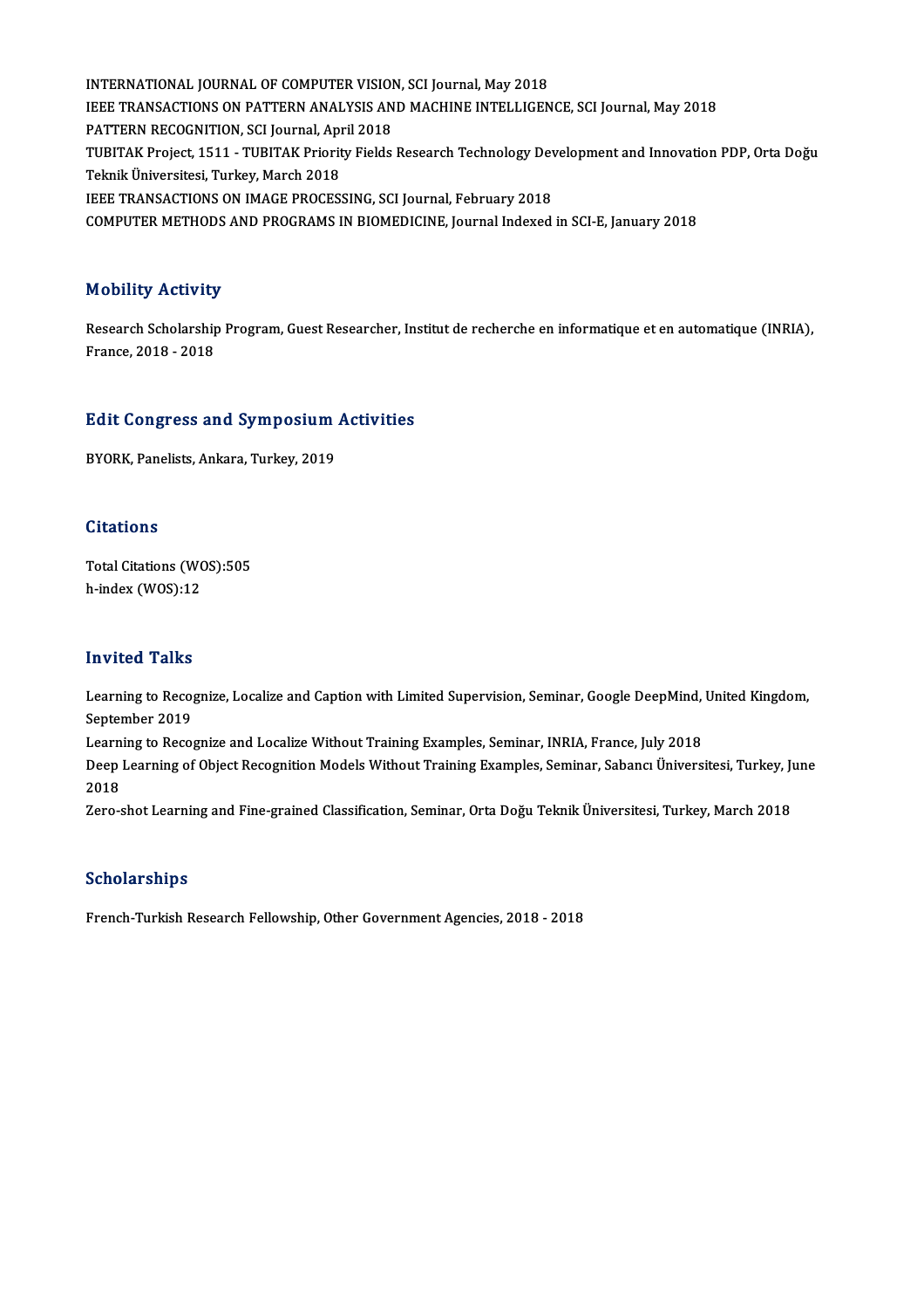INTERNATIONAL JOURNAL OF COMPUTER VISION, SCI Journal, May 2018
IEEE TRANSACTIONS ON PATTERN ANALYSIS AND MACHINE INTELLIGENCE, SCI Journal, May 2018
PATTERN RECOGNITION, SCI Journal, April 2018
TUBITAK Project, 1511 - TUBITAK Priority Fields Research Technology Development and Innovation PDP, Orta Doğu Teknik Üniversitesi, Turkey, March 2018
IEEE TRANSACTIONS ON IMAGE PROCESSING, SCI Journal, February 2018
COMPUTER METHODS AND PROGRAMS IN BIOMEDICINE, Journal Indexed in SCI-E, January 2018

## Mobility Activity

Research Scholarship Program, Guest Researcher, Institut de recherche en informatique et en automatique (INRIA), France, 2018 - 2018

## Edit Congress and Symposium Activities

BYORK, Panelists, Ankara, Turkey, 2019

## Citations

Total Citations (WOS):505
h-index (WOS):12

## Invited Talks

Learning to Recognize, Localize and Caption with Limited Supervision, Seminar, Google DeepMind, United Kingdom, September 2019
Learning to Recognize and Localize Without Training Examples, Seminar, INRIA, France, July 2018
Deep Learning of Object Recognition Models Without Training Examples, Seminar, Sabancı Üniversitesi, Turkey, June 2018
Zero-shot Learning and Fine-grained Classification, Seminar, Orta Doğu Teknik Üniversitesi, Turkey, March 2018

## Scholarships

French-Turkish Research Fellowship, Other Government Agencies, 2018 - 2018